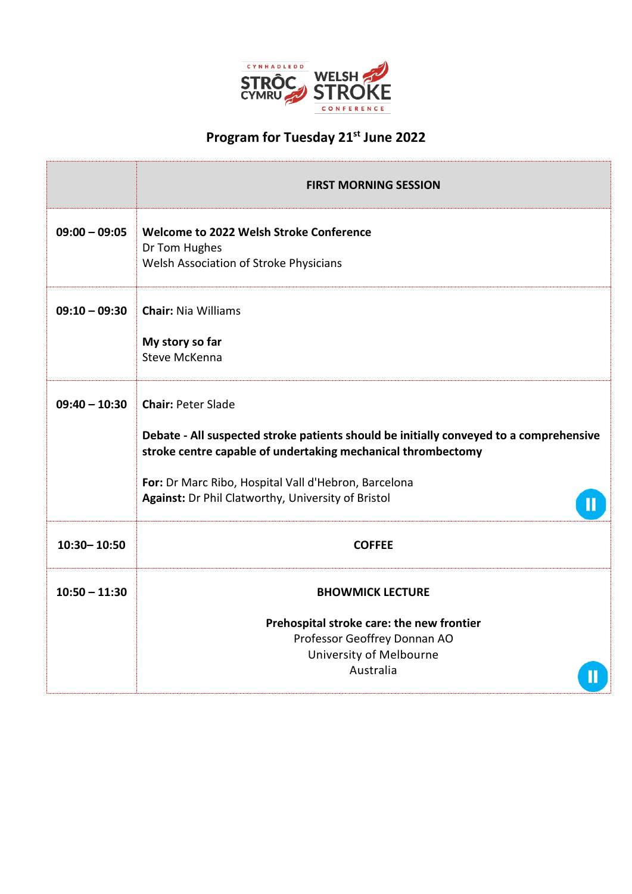CYNHADLEDD STRÔC CYMRU WELSH STROKE CONFERENCE

# Program for Tuesday 21st June 2022

| | FIRST MORNING SESSION |
|---|---|
| 09:00 – 09:05 | **Welcome to 2022 Welsh Stroke Conference**<br>Dr Tom Hughes<br>Welsh Association of Stroke Physicians |
| 09:10 – 09:30 | **Chair:** Nia Williams<br><br>**My story so far**<br>Steve McKenna |
| 09:40 – 10:30 | **Chair:** Peter Slade<br><br>**Debate - All suspected stroke patients should be initially conveyed to a comprehensive stroke centre capable of undertaking mechanical thrombectomy**<br><br>**For:** Dr Marc Ribo, Hospital Vall d'Hebron, Barcelona<br>**Against:** Dr Phil Clatworthy, University of Bristol |
| 10:30– 10:50 | COFFEE |
| 10:50 – 11:30 | **BHOWMICK LECTURE**<br><br>**Prehospital stroke care: the new frontier**<br>Professor Geoffrey Donnan AO<br>University of Melbourne<br>Australia |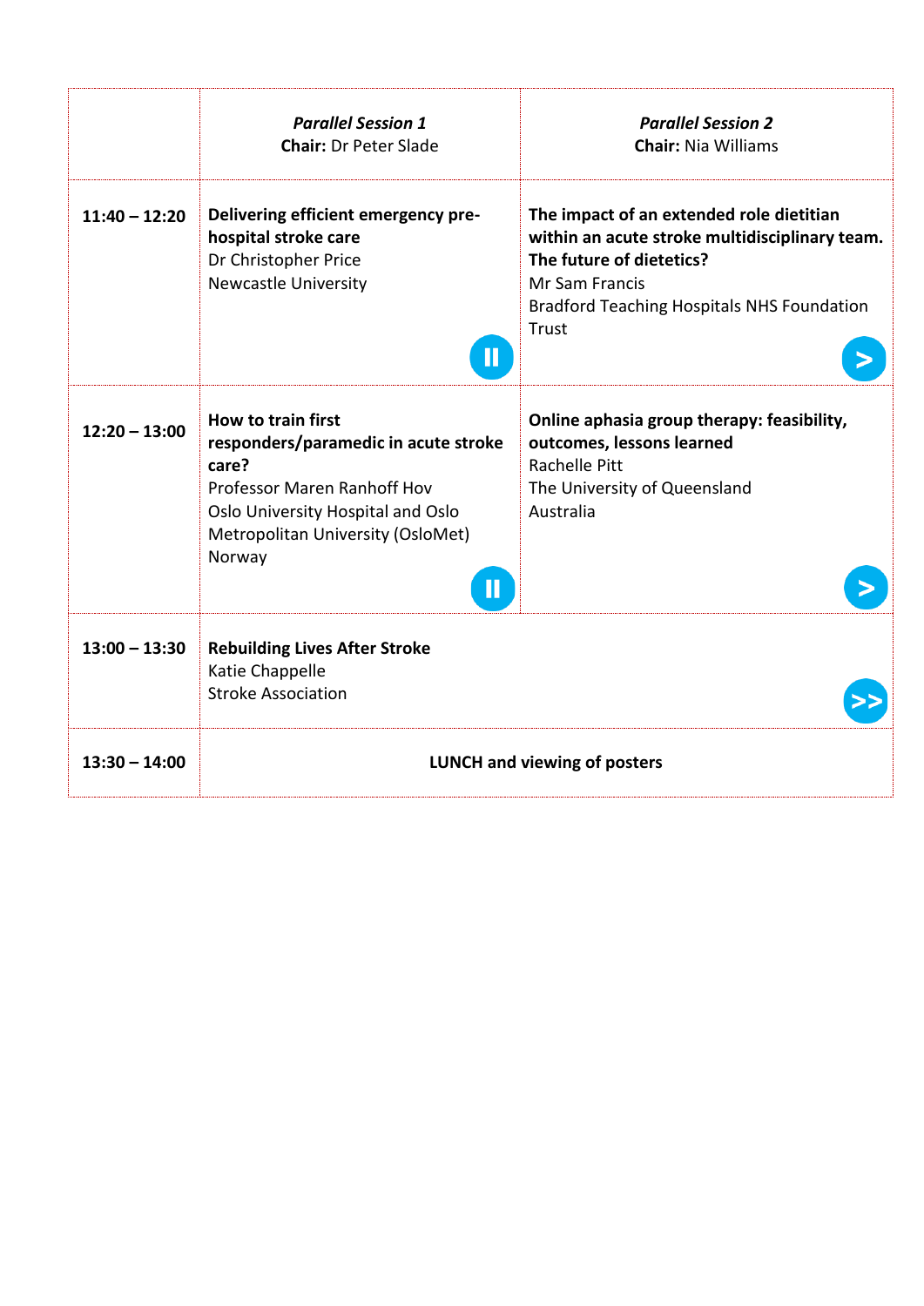| | *Parallel Session 1*<br>**Chair:** Dr Peter Slade | *Parallel Session 2*<br>**Chair:** Nia Williams |
|---|---|---|
| **11:40 – 12:20** | **Delivering efficient emergency pre-hospital stroke care**<br>Dr Christopher Price<br>Newcastle University | **The impact of an extended role dietitian within an acute stroke multidisciplinary team. The future of dietetics?**<br>Mr Sam Francis<br>Bradford Teaching Hospitals NHS Foundation Trust |
| **12:20 – 13:00** | **How to train first responders/paramedic in acute stroke care?**<br>Professor Maren Ranhoff Hov<br>Oslo University Hospital and Oslo Metropolitan University (OsloMet)<br>Norway | **Online aphasia group therapy: feasibility, outcomes, lessons learned**<br>Rachelle Pitt<br>The University of Queensland<br>Australia |
| **13:00 – 13:30** | **Rebuilding Lives After Stroke**<br>Katie Chappelle<br>Stroke Association | |
| **13:30 – 14:00** | **LUNCH and viewing of posters** | |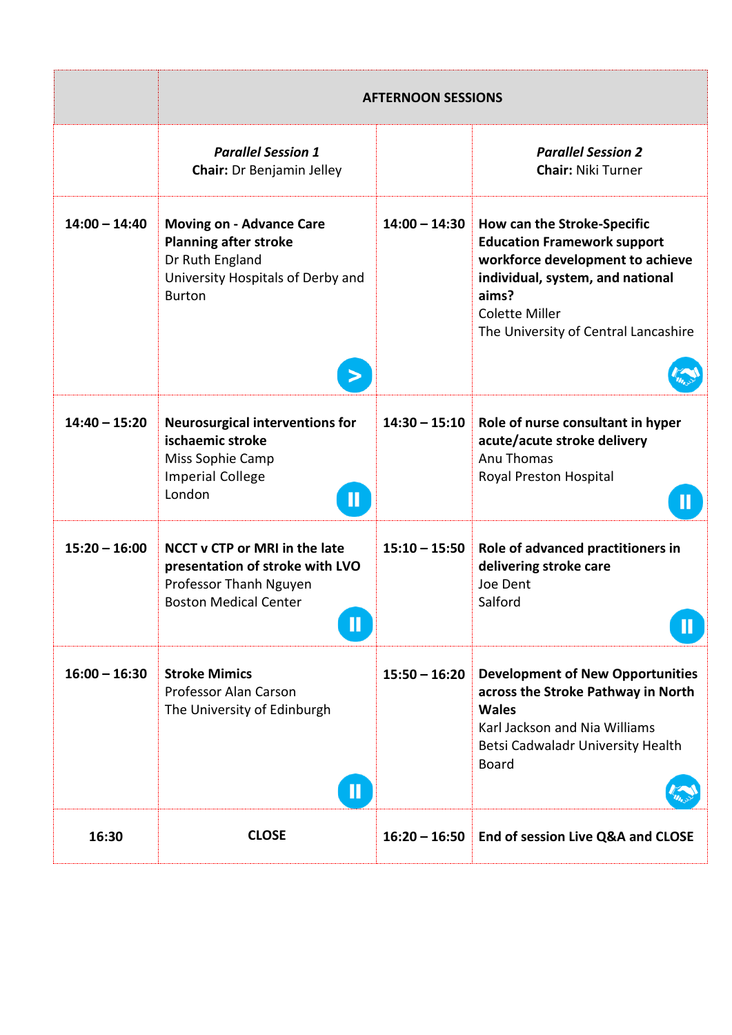| | AFTERNOON SESSIONS | | |
|---|---|---|---|
| | ***Parallel Session 1*** **Chair:** Dr Benjamin Jelley | | ***Parallel Session 2*** **Chair:** Niki Turner |
| **14:00 – 14:40** | **Moving on - Advance Care Planning after stroke** Dr Ruth England University Hospitals of Derby and Burton | **14:00 – 14:30** | **How can the Stroke-Specific Education Framework support workforce development to achieve individual, system, and national aims?** Colette Miller The University of Central Lancashire |
| **14:40 – 15:20** | **Neurosurgical interventions for ischaemic stroke** Miss Sophie Camp Imperial College London | **14:30 – 15:10** | **Role of nurse consultant in hyper acute/acute stroke delivery** Anu Thomas Royal Preston Hospital |
| **15:20 – 16:00** | **NCCT v CTP or MRI in the late presentation of stroke with LVO** Professor Thanh Nguyen Boston Medical Center | **15:10 – 15:50** | **Role of advanced practitioners in delivering stroke care** Joe Dent Salford |
| **16:00 – 16:30** | **Stroke Mimics** Professor Alan Carson The University of Edinburgh | **15:50 – 16:20** | **Development of New Opportunities across the Stroke Pathway in North Wales** Karl Jackson and Nia Williams Betsi Cadwaladr University Health Board |
| **16:30** | **CLOSE** | **16:20 – 16:50** | **End of session Live Q&A and CLOSE** |